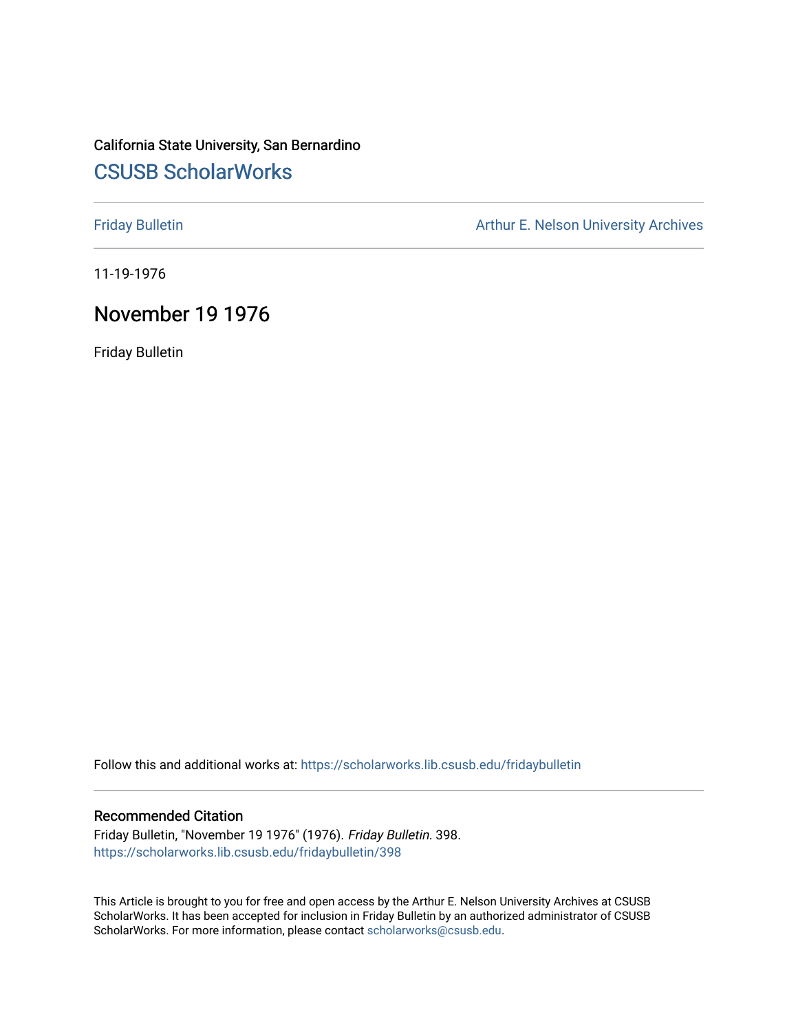California State University, San Bernardino

## CSUSB ScholarWorks

Friday Bulletin

Arthur E. Nelson University Archives

11-19-1976

# November 19 1976

Friday Bulletin

Follow this and additional works at: https://scholarworks.lib.csusb.edu/fridaybulletin

### Recommended Citation

Friday Bulletin, "November 19 1976" (1976). *Friday Bulletin*. 398.
https://scholarworks.lib.csusb.edu/fridaybulletin/398

This Article is brought to you for free and open access by the Arthur E. Nelson University Archives at CSUSB ScholarWorks. It has been accepted for inclusion in Friday Bulletin by an authorized administrator of CSUSB ScholarWorks. For more information, please contact scholarworks@csusb.edu.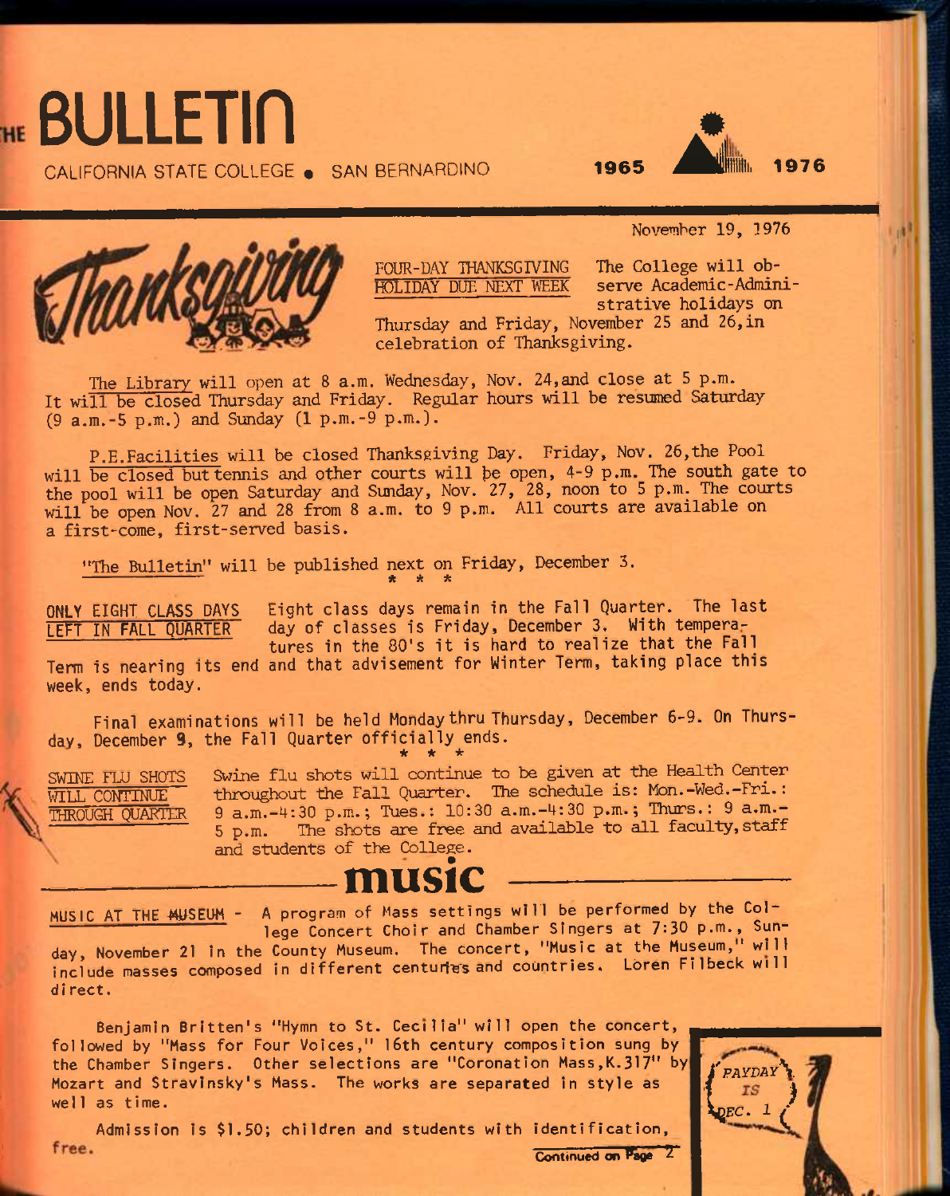# THE BULLETIN

CALIFORNIA STATE COLLEGE • SAN BERNARDINO

1965 — 1976

November 19, 1976

Thanksgiving

**FOUR-DAY THANKSGIVING HOLIDAY DUE NEXT WEEK** The College will observe Academic-Administrative holidays on Thursday and Friday, November 25 and 26, in celebration of Thanksgiving.

The Library will open at 8 a.m. Wednesday, Nov. 24, and close at 5 p.m. It will be closed Thursday and Friday. Regular hours will be resumed Saturday (9 a.m.-5 p.m.) and Sunday (1 p.m.-9 p.m.).

P.E. Facilities will be closed Thanksgiving Day. Friday, Nov. 26, the Pool will be closed but tennis and other courts will be open, 4-9 p.m. The south gate to the pool will be open Saturday and Sunday, Nov. 27, 28, noon to 5 p.m. The courts will be open Nov. 27 and 28 from 8 a.m. to 9 p.m. All courts are available on a first-come, first-served basis.

"The Bulletin" will be published next on Friday, December 3.

\* \* \*

**ONLY EIGHT CLASS DAYS LEFT IN FALL QUARTER** Eight class days remain in the Fall Quarter. The last day of classes is Friday, December 3. With temperatures in the 80's it is hard to realize that the Fall Term is nearing its end and that advisement for Winter Term, taking place this week, ends today.

Final examinations will be held Monday thru Thursday, December 6-9. On Thursday, December 9, the Fall Quarter officially ends.

\* \* \*

**SWINE FLU SHOTS WILL CONTINUE THROUGH QUARTER** Swine flu shots will continue to be given at the Health Center throughout the Fall Quarter. The schedule is: Mon.-Wed.-Fri.: 9 a.m.-4:30 p.m.; Tues.: 10:30 a.m.-4:30 p.m.; Thurs.: 9 a.m.-5 p.m. The shots are free and available to all faculty, staff and students of the College.

## music

**MUSIC AT THE MUSEUM** - A program of Mass settings will be performed by the College Concert Choir and Chamber Singers at 7:30 p.m., Sunday, November 21 in the County Museum. The concert, "Music at the Museum," will include masses composed in different centuries and countries. Loren Filbeck will direct.

Benjamin Britten's "Hymn to St. Cecilia" will open the concert, followed by "Mass for Four Voices," 16th century composition sung by the Chamber Singers. Other selections are "Coronation Mass, K.317" by Mozart and Stravinsky's Mass. The works are separated in style as well as time.

Admission is $1.50; children and students with identification, free.

PAYDAY IS DEC. 1

Continued on Page 2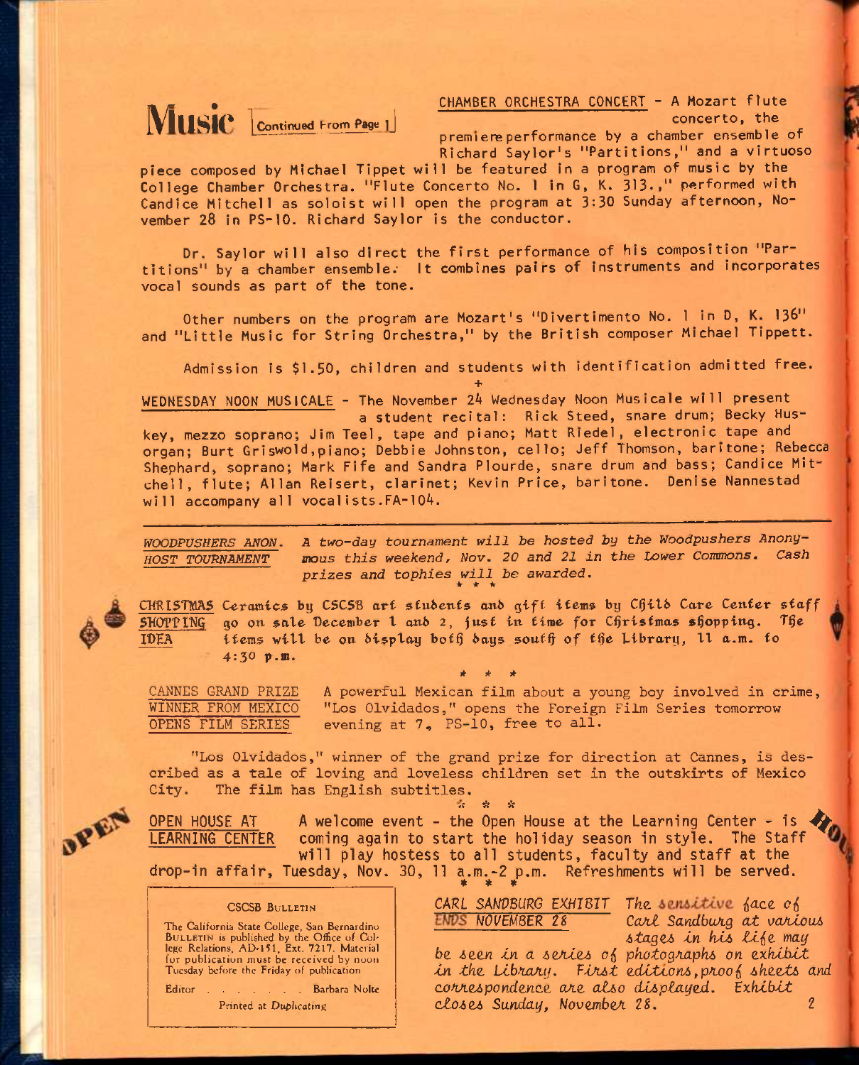# Music

Continued From Page 1

CHAMBER ORCHESTRA CONCERT - A Mozart flute concerto, the premiere performance by a chamber ensemble of Richard Saylor's "Partitions," and a virtuoso piece composed by Michael Tippet will be featured in a program of music by the College Chamber Orchestra. "Flute Concerto No. 1 in G, K. 313.," performed with Candice Mitchell as soloist will open the program at 3:30 Sunday afternoon, November 28 in PS-10. Richard Saylor is the conductor.

Dr. Saylor will also direct the first performance of his composition "Partitions" by a chamber ensemble. It combines pairs of instruments and incorporates vocal sounds as part of the tone.

Other numbers on the program are Mozart's "Divertimento No. 1 in D, K. 136" and "Little Music for String Orchestra," by the British composer Michael Tippett.

Admission is $1.50, children and students with identification admitted free.

+

WEDNESDAY NOON MUSICALE - The November 24 Wednesday Noon Musicale will present a student recital: Rick Steed, snare drum; Becky Huskey, mezzo soprano; Jim Teel, tape and piano; Matt Riedel, electronic tape and organ; Burt Griswold, piano; Debbie Johnston, cello; Jeff Thomson, baritone; Rebecca Shephard, soprano; Mark Fife and Sandra Plourde, snare drum and bass; Candice Mitchell, flute; Allan Reisert, clarinet; Kevin Price, baritone. Denise Nannestad will accompany all vocalists. FA-104.

---

*WOODPUSHERS ANON. HOST TOURNAMENT* *A two-day tournament will be hosted by the Woodpushers Anonymous this weekend, Nov. 20 and 21 in the Lower Commons. Cash prizes and tophies will be awarded.*

\* \* \*

CHRISTMAS SHOPPING IDEA Ceramics by CSCSB art students and gift items by Child Care Center staff go on sale December 1 and 2, just in time for Christmas shopping. The items will be on display both days south of the Library, 11 a.m. to 4:30 p.m.

\* \* \*

CANNES GRAND PRIZE WINNER FROM MEXICO OPENS FILM SERIES A powerful Mexican film about a young boy involved in crime, "Los Olvidados," opens the Foreign Film Series tomorrow evening at 7, PS-10, free to all.

"Los Olvidados," winner of the grand prize for direction at Cannes, is described as a tale of loving and loveless children set in the outskirts of Mexico City. The film has English subtitles.

\* \* \*

OPEN HOUSE AT LEARNING CENTER A welcome event - the Open House at the Learning Center - is coming again to start the holiday season in style. The Staff will play hostess to all students, faculty and staff at the drop-in affair, Tuesday, Nov. 30, 11 a.m.-2 p.m. Refreshments will be served.

\* \* \*

*CARL SANDBURG EXHIBIT ENDS NOVEMBER 28* *The sensitive face of Carl Sandburg at various stages in his life may be seen in a series of photographs on exhibit in the Library. First editions, proof sheets and correspondence are also displayed. Exhibit closes Sunday, November 28.*

---

CSCSB BULLETIN

The California State College, San Bernardino BULLETIN is published by the Office of College Relations, AD-151, Ext. 7217. Material for publication must be received by noon Tuesday before the Friday of publication

Editor . . . . . . . . Barbara Nolte

Printed at Duplicating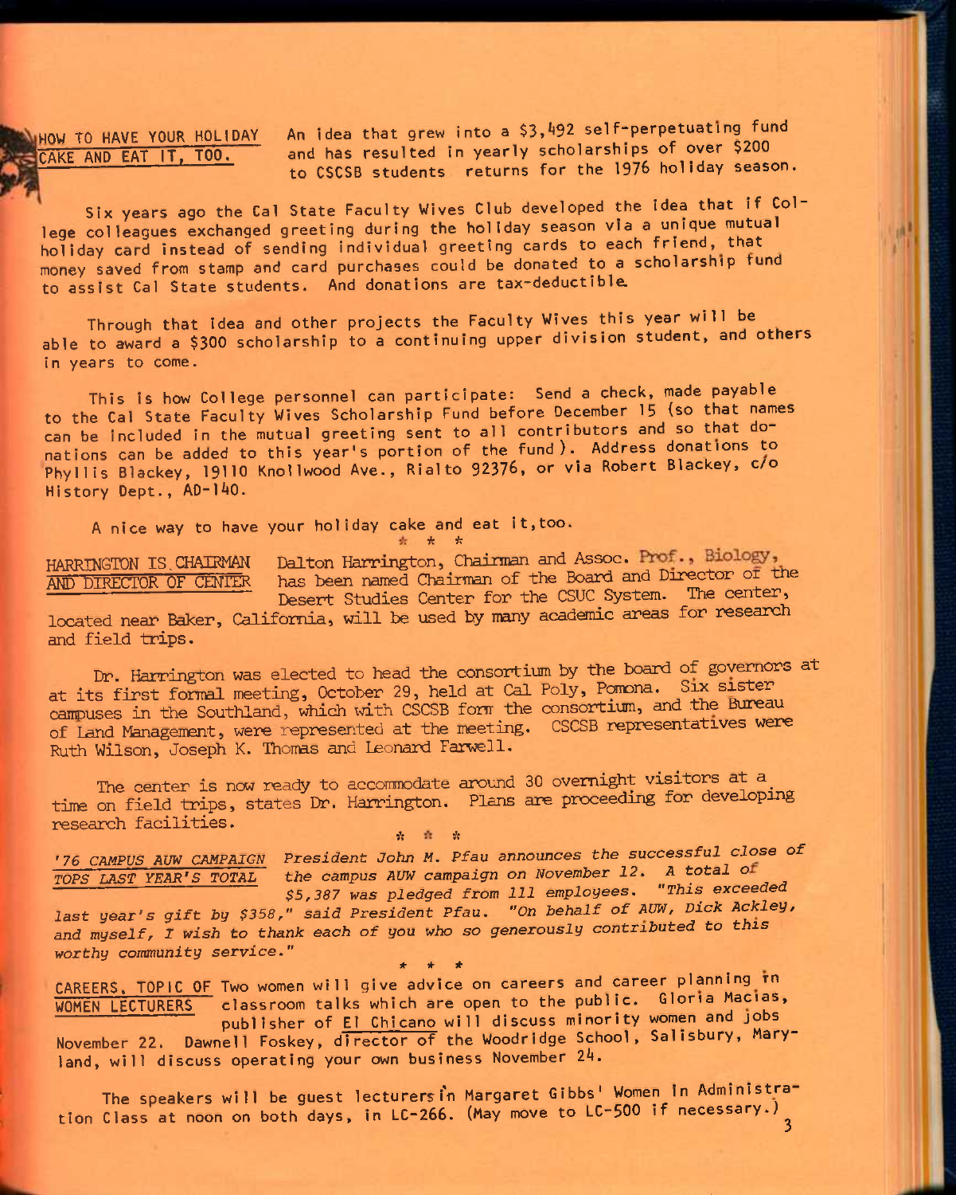**HOW TO HAVE YOUR HOLIDAY CAKE AND EAT IT, TOO.** An idea that grew into a $3,492 self-perpetuating fund and has resulted in yearly scholarships of over $200 to CSCSB students returns for the 1976 holiday season.

Six years ago the Cal State Faculty Wives Club developed the idea that if College colleagues exchanged greeting during the holiday season via a unique mutual holiday card instead of sending individual greeting cards to each friend, that money saved from stamp and card purchases could be donated to a scholarship fund to assist Cal State students. And donations are tax-deductible.

Through that idea and other projects the Faculty Wives this year will be able to award a $300 scholarship to a continuing upper division student, and others in years to come.

This is how College personnel can participate: Send a check, made payable to the Cal State Faculty Wives Scholarship Fund before December 15 (so that names can be included in the mutual greeting sent to all contributors and so that donations can be added to this year's portion of the fund). Address donations to Phyllis Blackey, 19110 Knollwood Ave., Rialto 92376, or via Robert Blackey, c/o History Dept., AD-140.

A nice way to have your holiday cake and eat it, too.

\* \* \*

**HARRINGTON IS CHAIRMAN AND DIRECTOR OF CENTER** Dalton Harrington, Chairman and Assoc. Prof., Biology, has been named Chairman of the Board and Director of the Desert Studies Center for the CSUC System. The center, located near Baker, California, will be used by many academic areas for research and field trips.

Dr. Harrington was elected to head the consortium by the board of governors at at its first formal meeting, October 29, held at Cal Poly, Pomona. Six sister campuses in the Southland, which with CSCSB form the consortium, and the Bureau of Land Management, were represented at the meeting. CSCSB representatives were Ruth Wilson, Joseph K. Thomas and Leonard Farwell.

The center is now ready to accommodate around 30 overnight visitors at a time on field trips, states Dr. Harrington. Plans are proceeding for developing research facilities.

\* \* \*

***'76 CAMPUS AUW CAMPAIGN TOPS LAST YEAR'S TOTAL*** *President John M. Pfau announces the successful close of the campus AUW campaign on November 12. A total of $5,387 was pledged from 111 employees. "This exceeded last year's gift by $358," said President Pfau. "On behalf of AUW, Dick Ackley, and myself, I wish to thank each of you who so generously contributed to this worthy community service."*

\* \* \*

**CAREERS, TOPIC OF WOMEN LECTURERS** Two women will give advice on careers and career planning in classroom talks which are open to the public. Gloria Macias, publisher of El Chicano will discuss minority women and jobs November 22. Dawnell Foskey, director of the Woodridge School, Salisbury, Maryland, will discuss operating your own business November 24.

The speakers will be guest lecturers in Margaret Gibbs' Women in Administration Class at noon on both days, in LC-266. (May move to LC-500 if necessary.)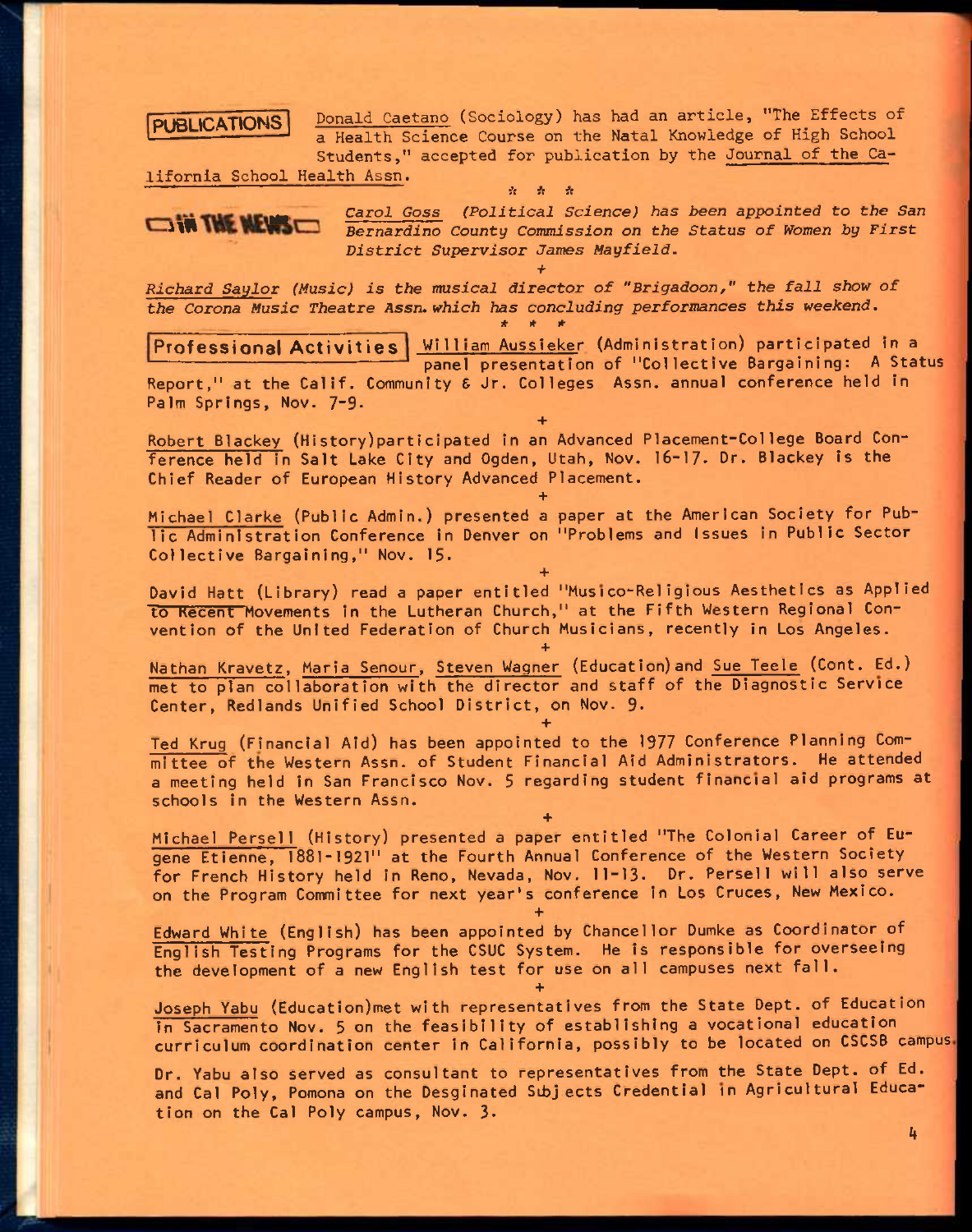## PUBLICATIONS

Donald Caetano (Sociology) has had an article, "The Effects of a Health Science Course on the Natal Knowledge of High School Students," accepted for publication by the Journal of the California School Health Assn.

\* \* \*

## IN THE NEWS

*Carol Goss (Political Science) has been appointed to the San Bernardino County Commission on the Status of Women by First District Supervisor James Mayfield.*

\+

*Richard Saylor (Music) is the musical director of "Brigadoon," the fall show of the Corona Music Theatre Assn. which has concluding performances this weekend.*

\* \* \*

## Professional Activities

William Aussieker (Administration) participated in a panel presentation of "Collective Bargaining: A Status Report," at the Calif. Community & Jr. Colleges Assn. annual conference held in Palm Springs, Nov. 7-9.

\+

Robert Blackey (History) participated in an Advanced Placement-College Board Conference held in Salt Lake City and Ogden, Utah, Nov. 16-17. Dr. Blackey is the Chief Reader of European History Advanced Placement.

\+

Michael Clarke (Public Admin.) presented a paper at the American Society for Public Administration Conference in Denver on "Problems and Issues in Public Sector Collective Bargaining," Nov. 15.

\+

David Hatt (Library) read a paper entitled "Musico-Religious Aesthetics as Applied to Recent Movements in the Lutheran Church," at the Fifth Western Regional Convention of the United Federation of Church Musicians, recently in Los Angeles.

\+

Nathan Kravetz, Maria Senour, Steven Wagner (Education) and Sue Teele (Cont. Ed.) met to plan collaboration with the director and staff of the Diagnostic Service Center, Redlands Unified School District, on Nov. 9.

\+

Ted Krug (Financial Aid) has been appointed to the 1977 Conference Planning Committee of the Western Assn. of Student Financial Aid Administrators. He attended a meeting held in San Francisco Nov. 5 regarding student financial aid programs at schools in the Western Assn.

\+

Michael Persell (History) presented a paper entitled "The Colonial Career of Eugene Etienne, 1881-1921" at the Fourth Annual Conference of the Western Society for French History held in Reno, Nevada, Nov. 11-13. Dr. Persell will also serve on the Program Committee for next year's conference in Los Cruces, New Mexico.

\+

Edward White (English) has been appointed by Chancellor Dumke as Coordinator of English Testing Programs for the CSUC System. He is responsible for overseeing the development of a new English test for use on all campuses next fall.

\+

Joseph Yabu (Education) met with representatives from the State Dept. of Education in Sacramento Nov. 5 on the feasibility of establishing a vocational education curriculum coordination center in California, possibly to be located on CSCSB campus.

Dr. Yabu also served as consultant to representatives from the State Dept. of Ed. and Cal Poly, Pomona on the Desginated Subjects Credential in Agricultural Education on the Cal Poly campus, Nov. 3.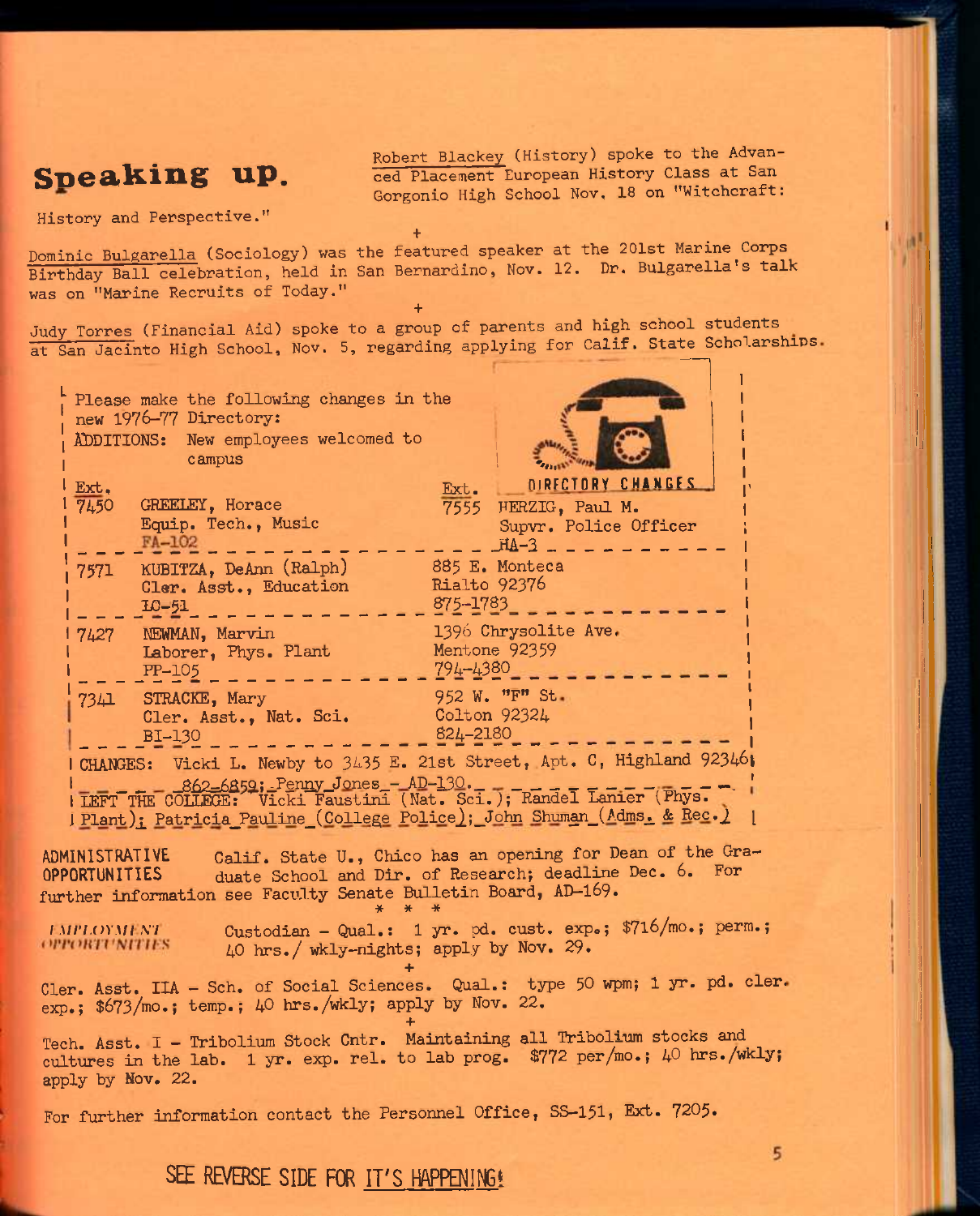# Speaking up.

Robert Blackey (History) spoke to the Advanced Placement European History Class at San Gorgonio High School Nov. 18 on "Witchcraft: History and Perspective."

+

Dominic Bulgarella (Sociology) was the featured speaker at the 201st Marine Corps Birthday Ball celebration, held in San Bernardino, Nov. 12. Dr. Bulgarella's talk was on "Marine Recruits of Today."

+

Judy Torres (Financial Aid) spoke to a group of parents and high school students at San Jacinto High School, Nov. 5, regarding applying for Calif. State Scholarships.

**DIRECTORY CHANGES**

Please make the following changes in the new 1976-77 Directory:

ADDITIONS: New employees welcomed to campus

| Ext. | | Ext. | |
|---|---|---|---|
| 7450 | GREELEY, Horace<br>Equip. Tech., Music<br>FA-102 | 7555 | HERZIG, Paul M.<br>Supvr. Police Officer<br>HA-3 |
| 7571 | KUBITZA, DeAnn (Ralph)<br>Cler. Asst., Education<br>LC-51 | | 885 E. Monteca<br>Rialto 92376<br>875-1783 |
| 7427 | NEWMAN, Marvin<br>Laborer, Phys. Plant<br>PP-105 | | 1396 Chrysolite Ave.<br>Mentone 92359<br>794-4380 |
| 7341 | STRACKE, Mary<br>Cler. Asst., Nat. Sci.<br>BI-130 | | 952 W. "F" St.<br>Colton 92324<br>824-2180 |

CHANGES: Vicki L. Newby to 3435 E. 21st Street, Apt. C, Highland 92346, 862-6859; Penny Jones - AD-130.

LEFT THE COLLEGE: Vicki Faustini (Nat. Sci.); Randel Lanier (Phys. Plant); Patricia Pauline (College Police); John Shuman (Adms. & Rec.)

**ADMINISTRATIVE OPPORTUNITIES** Calif. State U., Chico has an opening for Dean of the Graduate School and Dir. of Research; deadline Dec. 6. For further information see Faculty Senate Bulletin Board, AD-169.

\* \* \*

**EMPLOYMENT OPPORTUNITIES** Custodian - Qual.: 1 yr. pd. cust. exp.; $716/mo.; perm.; 40 hrs./wkly-nights; apply by Nov. 29.

+

Cler. Asst. IIA - Sch. of Social Sciences. Qual.: type 50 wpm; 1 yr. pd. cler. exp.; $673/mo.; temp.; 40 hrs./wkly; apply by Nov. 22.

+

Tech. Asst. I - Tribolium Stock Cntr. Maintaining all Tribolium stocks and cultures in the lab. 1 yr. exp. rel. to lab prog. $772 per/mo.; 40 hrs./wkly; apply by Nov. 22.

For further information contact the Personnel Office, SS-151, Ext. 7205.

SEE REVERSE SIDE FOR IT'S HAPPENING!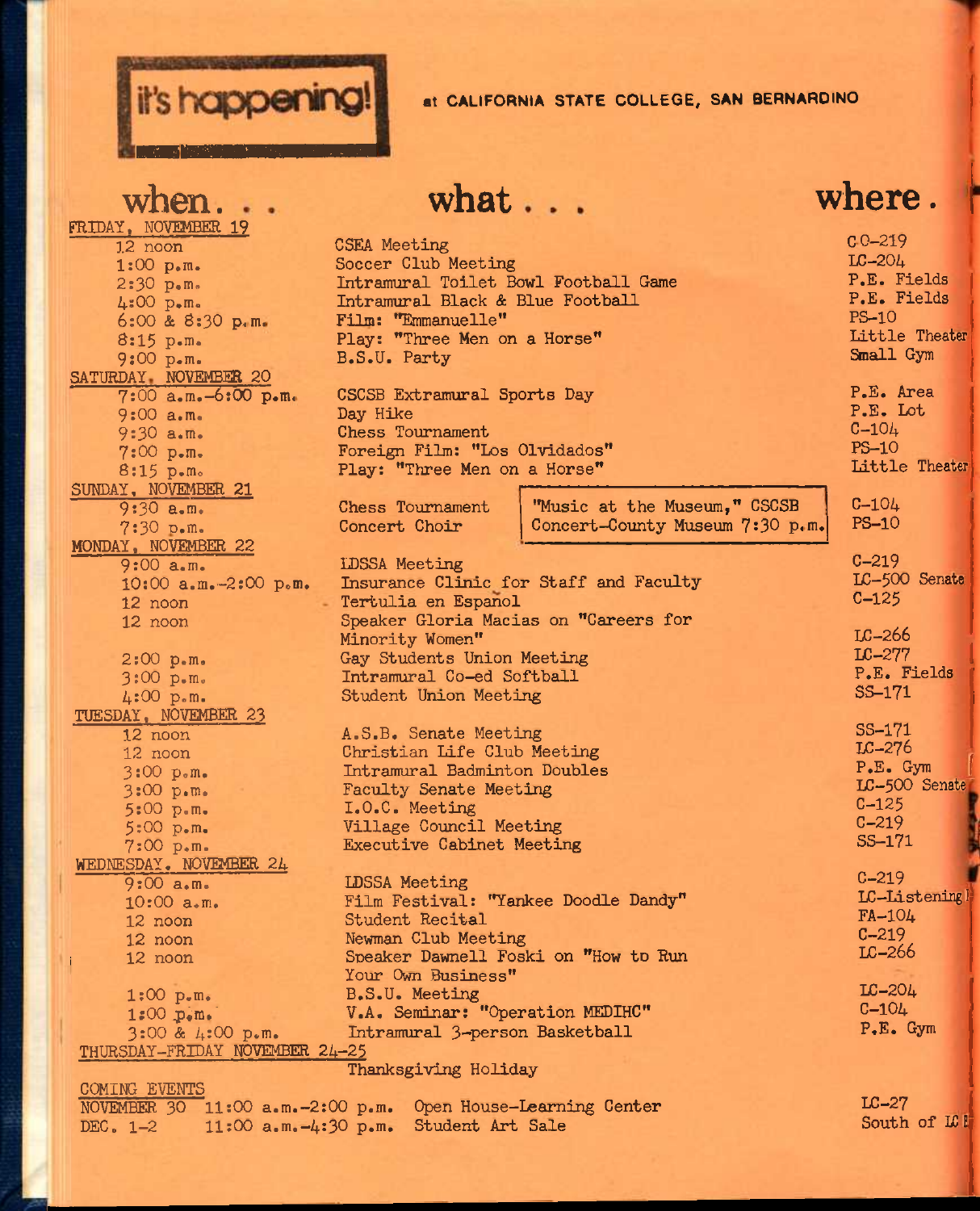# it's happening! at CALIFORNIA STATE COLLEGE, SAN BERNARDINO

| when... | what... | where. |
|---|---|---|
| **FRIDAY, NOVEMBER 19** | | |
| 12 noon | CSEA Meeting | C0-219 |
| 1:00 p.m. | Soccer Club Meeting | LC-204 |
| 2:30 p.m. | Intramural Toilet Bowl Football Game | P.E. Fields |
| 4:00 p.m. | Intramural Black & Blue Football | P.E. Fields |
| 6:00 & 8:30 p.m. | Film: "Emmanuelle" | PS-10 |
| 8:15 p.m. | Play: "Three Men on a Horse" | Little Theater |
| 9:00 p.m. | B.S.U. Party | Small Gym |
| **SATURDAY, NOVEMBER 20** | | |
| 7:00 a.m.-6:00 p.m. | CSCSB Extramural Sports Day | P.E. Area |
| 9:00 a.m. | Day Hike | P.E. Lot |
| 9:30 a.m. | Chess Tournament | C-104 |
| 7:00 p.m. | Foreign Film: "Los Olvidados" | PS-10 |
| 8:15 p.m. | Play: "Three Men on a Horse" | Little Theater |
| **SUNDAY, NOVEMBER 21** | | |
| 9:30 a.m. | Chess Tournament | C-104 |
| 7:30 p.m. | Concert Choir | PS-10 |
| **MONDAY, NOVEMBER 22** | | |
| 9:00 a.m. | LDSSA Meeting | C-219 |
| 10:00 a.m.-2:00 p.m. | Insurance Clinic for Staff and Faculty | LC-500 Senate |
| 12 noon | Tertulia en Español | C-125 |
| 12 noon | Speaker Gloria Macias on "Careers for Minority Women" | LC-266 |
| 2:00 p.m. | Gay Students Union Meeting | LC-277 |
| 3:00 p.m. | Intramural Co-ed Softball | P.E. Fields |
| 4:00 p.m. | Student Union Meeting | SS-171 |
| **TUESDAY, NOVEMBER 23** | | |
| 12 noon | A.S.B. Senate Meeting | SS-171 |
| 12 noon | Christian Life Club Meeting | LC-276 |
| 3:00 p.m. | Intramural Badminton Doubles | P.E. Gym |
| 3:00 p.m. | Faculty Senate Meeting | LC-500 Senate |
| 5:00 p.m. | I.O.C. Meeting | C-125 |
| 5:00 p.m. | Village Council Meeting | C-219 |
| 7:00 p.m. | Executive Cabinet Meeting | SS-171 |
| **WEDNESDAY, NOVEMBER 24** | | |
| 9:00 a.m. | LDSSA Meeting | C-219 |
| 10:00 a.m. | Film Festival: "Yankee Doodle Dandy" | LC-Listening |
| 12 noon | Student Recital | FA-104 |
| 12 noon | Newman Club Meeting | C-219 |
| 12 noon | Speaker Dawnell Foski on "How to Run Your Own Business" | LC-266 |
| 1:00 p.m. | B.S.U. Meeting | LC-204 |
| 1:00 p.m. | V.A. Seminar: "Operation MEDIHC" | C-104 |
| 3:00 & 4:00 p.m. | Intramural 3-person Basketball | P.E. Gym |
| **THURSDAY-FRIDAY NOVEMBER 24-25** | | |
| | Thanksgiving Holiday | |

"Music at the Museum," CSCSB Concert-County Museum 7:30 p.m.

**COMING EVENTS**

| | | | |
|---|---|---|---|
| NOVEMBER 30 | 11:00 a.m.-2:00 p.m. | Open House-Learning Center | LC-27 |
| DEC. 1-2 | 11:00 a.m.-4:30 p.m. | Student Art Sale | South of LC |